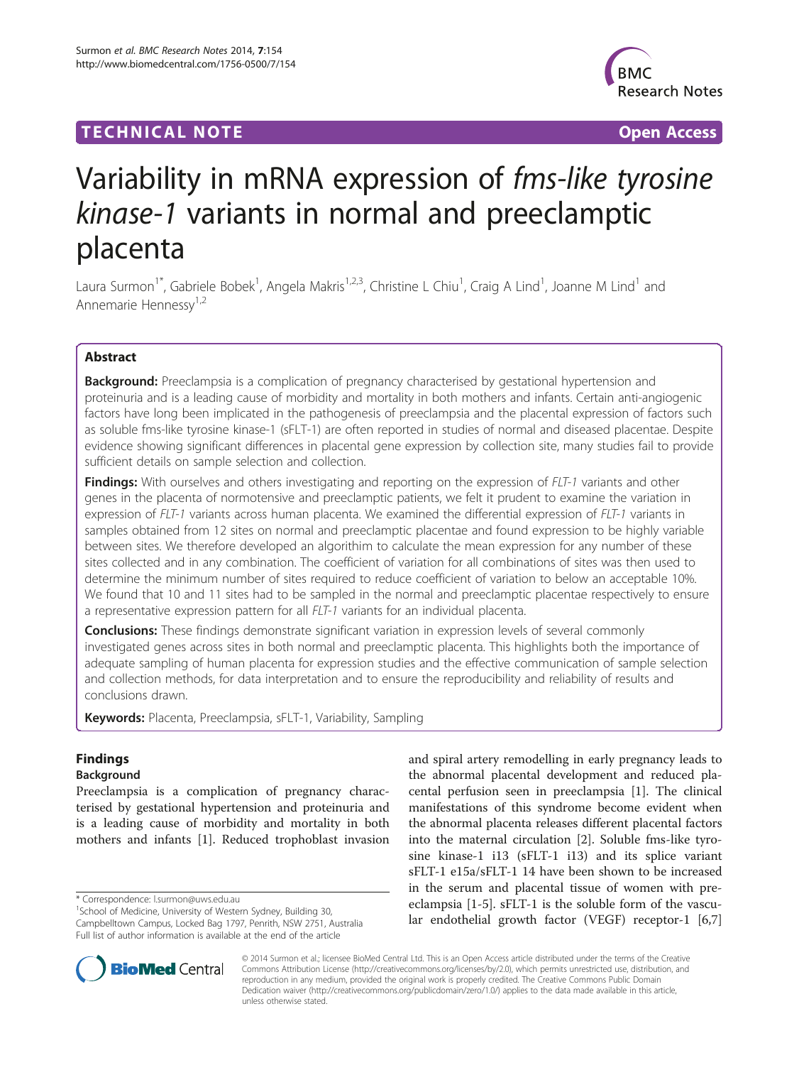TECHNICAL NOTE

Open Access

# Variability in mRNA expression of *fms-like tyrosine kinase-1* variants in normal and preeclamptic placenta

Laura Surmon[1*], Gabriele Bobek[1], Angela Makris[1,2,3], Christine L Chiu[1], Craig A Lind[1], Joanne M Lind[1] and Annemarie Hennessy[1,2]

## Abstract

**Background:** Preeclampsia is a complication of pregnancy characterised by gestational hypertension and proteinuria and is a leading cause of morbidity and mortality in both mothers and infants. Certain anti-angiogenic factors have long been implicated in the pathogenesis of preeclampsia and the placental expression of factors such as soluble fms-like tyrosine kinase-1 (sFLT-1) are often reported in studies of normal and diseased placentae. Despite evidence showing significant differences in placental gene expression by collection site, many studies fail to provide sufficient details on sample selection and collection.

**Findings:** With ourselves and others investigating and reporting on the expression of *FLT-1* variants and other genes in the placenta of normotensive and preeclamptic patients, we felt it prudent to examine the variation in expression of *FLT-1* variants across human placenta. We examined the differential expression of *FLT-1* variants in samples obtained from 12 sites on normal and preeclamptic placentae and found expression to be highly variable between sites. We therefore developed an algorithim to calculate the mean expression for any number of these sites collected and in any combination. The coefficient of variation for all combinations of sites was then used to determine the minimum number of sites required to reduce coefficient of variation to below an acceptable 10%. We found that 10 and 11 sites had to be sampled in the normal and preeclamptic placentae respectively to ensure a representative expression pattern for all *FLT-1* variants for an individual placenta.

**Conclusions:** These findings demonstrate significant variation in expression levels of several commonly investigated genes across sites in both normal and preeclamptic placenta. This highlights both the importance of adequate sampling of human placenta for expression studies and the effective communication of sample selection and collection methods, for data interpretation and to ensure the reproducibility and reliability of results and conclusions drawn.

**Keywords:** Placenta, Preeclampsia, sFLT-1, Variability, Sampling

## Findings

### Background

Preeclampsia is a complication of pregnancy characterised by gestational hypertension and proteinuria and is a leading cause of morbidity and mortality in both mothers and infants [1]. Reduced trophoblast invasion and spiral artery remodelling in early pregnancy leads to the abnormal placental development and reduced placental perfusion seen in preeclampsia [1]. The clinical manifestations of this syndrome become evident when the abnormal placenta releases different placental factors into the maternal circulation [2]. Soluble fms-like tyrosine kinase-1 i13 (sFLT-1 i13) and its splice variant sFLT-1 e15a/sFLT-1 14 have been shown to be increased in the serum and placental tissue of women with preeclampsia [1-5]. sFLT-1 is the soluble form of the vascular endothelial growth factor (VEGF) receptor-1 [6,7]

\* Correspondence: l.surmon@uws.edu.au

[1]School of Medicine, University of Western Sydney, Building 30, Campbelltown Campus, Locked Bag 1797, Penrith, NSW 2751, Australia

Full list of author information is available at the end of the article

© 2014 Surmon et al.; licensee BioMed Central Ltd. This is an Open Access article distributed under the terms of the Creative Commons Attribution License (http://creativecommons.org/licenses/by/2.0), which permits unrestricted use, distribution, and reproduction in any medium, provided the original work is properly credited. The Creative Commons Public Domain Dedication waiver (http://creativecommons.org/publicdomain/zero/1.0/) applies to the data made available in this article, unless otherwise stated.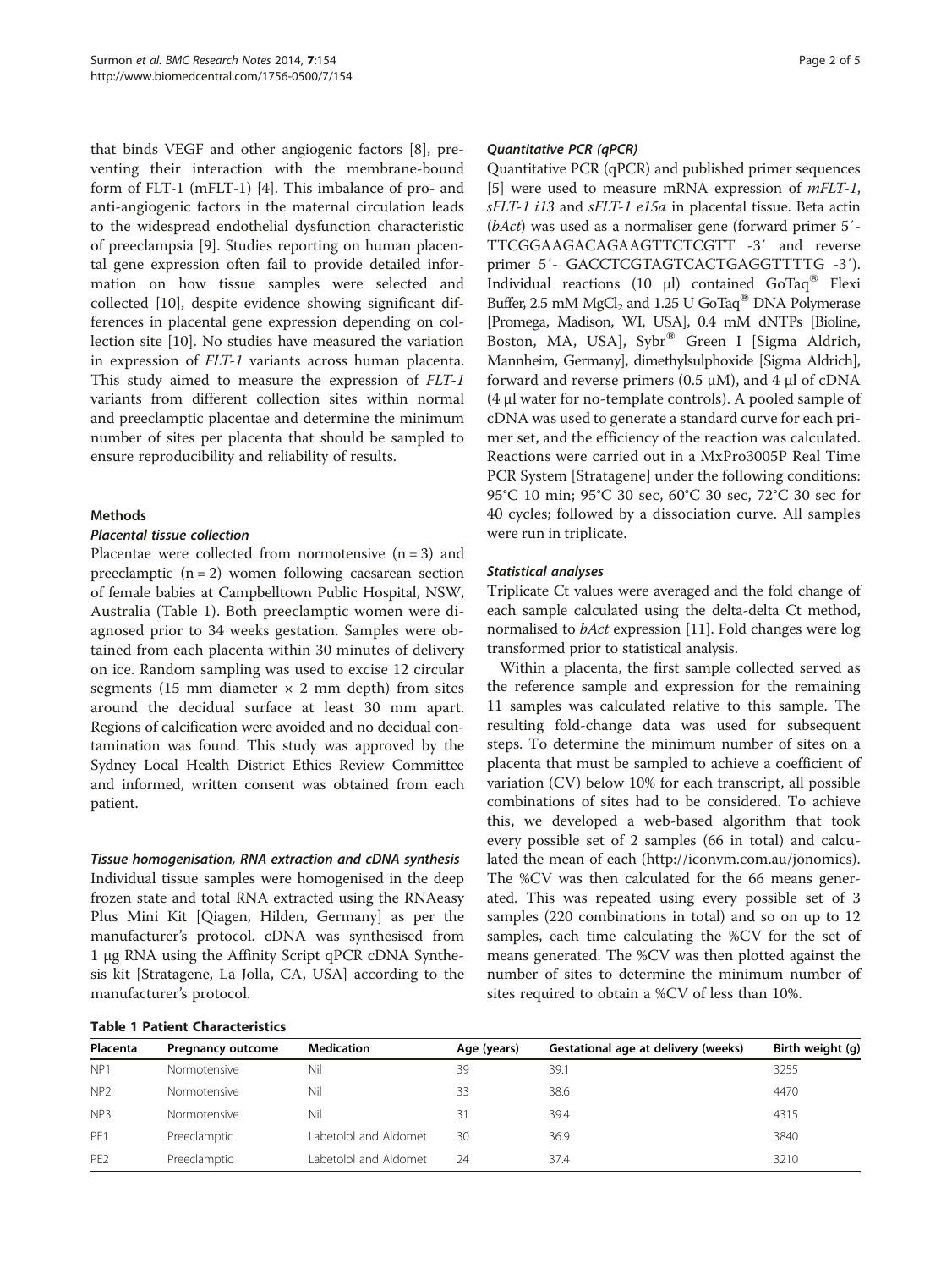that binds VEGF and other angiogenic factors [8], preventing their interaction with the membrane-bound form of FLT-1 (mFLT-1) [4]. This imbalance of pro- and anti-angiogenic factors in the maternal circulation leads to the widespread endothelial dysfunction characteristic of preeclampsia [9]. Studies reporting on human placental gene expression often fail to provide detailed information on how tissue samples were selected and collected [10], despite evidence showing significant differences in placental gene expression depending on collection site [10]. No studies have measured the variation in expression of *FLT-1* variants across human placenta. This study aimed to measure the expression of *FLT-1* variants from different collection sites within normal and preeclamptic placentae and determine the minimum number of sites per placenta that should be sampled to ensure reproducibility and reliability of results.

## Methods

### Placental tissue collection

Placentae were collected from normotensive (n = 3) and preeclamptic (n = 2) women following caesarean section of female babies at Campbelltown Public Hospital, NSW, Australia (Table 1). Both preeclamptic women were diagnosed prior to 34 weeks gestation. Samples were obtained from each placenta within 30 minutes of delivery on ice. Random sampling was used to excise 12 circular segments (15 mm diameter × 2 mm depth) from sites around the decidual surface at least 30 mm apart. Regions of calcification were avoided and no decidual contamination was found. This study was approved by the Sydney Local Health District Ethics Review Committee and informed, written consent was obtained from each patient.

### Tissue homogenisation, RNA extraction and cDNA synthesis

Individual tissue samples were homogenised in the deep frozen state and total RNA extracted using the RNAeasy Plus Mini Kit [Qiagen, Hilden, Germany] as per the manufacturer's protocol. cDNA was synthesised from 1 μg RNA using the Affinity Script qPCR cDNA Synthesis kit [Stratagene, La Jolla, CA, USA] according to the manufacturer's protocol.

### Quantitative PCR (qPCR)

Quantitative PCR (qPCR) and published primer sequences [5] were used to measure mRNA expression of *mFLT-1*, *sFLT-1 i13* and *sFLT-1 e15a* in placental tissue. Beta actin (*bAct*) was used as a normaliser gene (forward primer 5′-TTCGGAAGACAGAAGTTCTCGTT -3′ and reverse primer 5′- GACCTCGTAGTCACTGAGGTTTTG -3′). Individual reactions (10 μl) contained GoTaq® Flexi Buffer, 2.5 mM $MgCl_2$ and 1.25 U GoTaq® DNA Polymerase [Promega, Madison, WI, USA], 0.4 mM dNTPs [Bioline, Boston, MA, USA], Sybr® Green I [Sigma Aldrich, Mannheim, Germany], dimethylsulphoxide [Sigma Aldrich], forward and reverse primers (0.5 μM), and 4 μl of cDNA (4 μl water for no-template controls). A pooled sample of cDNA was used to generate a standard curve for each primer set, and the efficiency of the reaction was calculated. Reactions were carried out in a MxPro3005P Real Time PCR System [Stratagene] under the following conditions: 95°C 10 min; 95°C 30 sec, 60°C 30 sec, 72°C 30 sec for 40 cycles; followed by a dissociation curve. All samples were run in triplicate.

### Statistical analyses

Triplicate Ct values were averaged and the fold change of each sample calculated using the delta-delta Ct method, normalised to *bAct* expression [11]. Fold changes were log transformed prior to statistical analysis.

Within a placenta, the first sample collected served as the reference sample and expression for the remaining 11 samples was calculated relative to this sample. The resulting fold-change data was used for subsequent steps. To determine the minimum number of sites on a placenta that must be sampled to achieve a coefficient of variation (CV) below 10% for each transcript, all possible combinations of sites had to be considered. To achieve this, we developed a web-based algorithm that took every possible set of 2 samples (66 in total) and calculated the mean of each (http://iconvm.com.au/jonomics). The %CV was then calculated for the 66 means generated. This was repeated using every possible set of 3 samples (220 combinations in total) and so on up to 12 samples, each time calculating the %CV for the set of means generated. The %CV was then plotted against the number of sites to determine the minimum number of sites required to obtain a %CV of less than 10%.

**Table 1 Patient Characteristics**

| Placenta | Pregnancy outcome | Medication | Age (years) | Gestational age at delivery (weeks) | Birth weight (g) |
|---|---|---|---|---|---|
| NP1 | Normotensive | Nil | 39 | 39.1 | 3255 |
| NP2 | Normotensive | Nil | 33 | 38.6 | 4470 |
| NP3 | Normotensive | Nil | 31 | 39.4 | 4315 |
| PE1 | Preeclamptic | Labetolol and Aldomet | 30 | 36.9 | 3840 |
| PE2 | Preeclamptic | Labetolol and Aldomet | 24 | 37.4 | 3210 |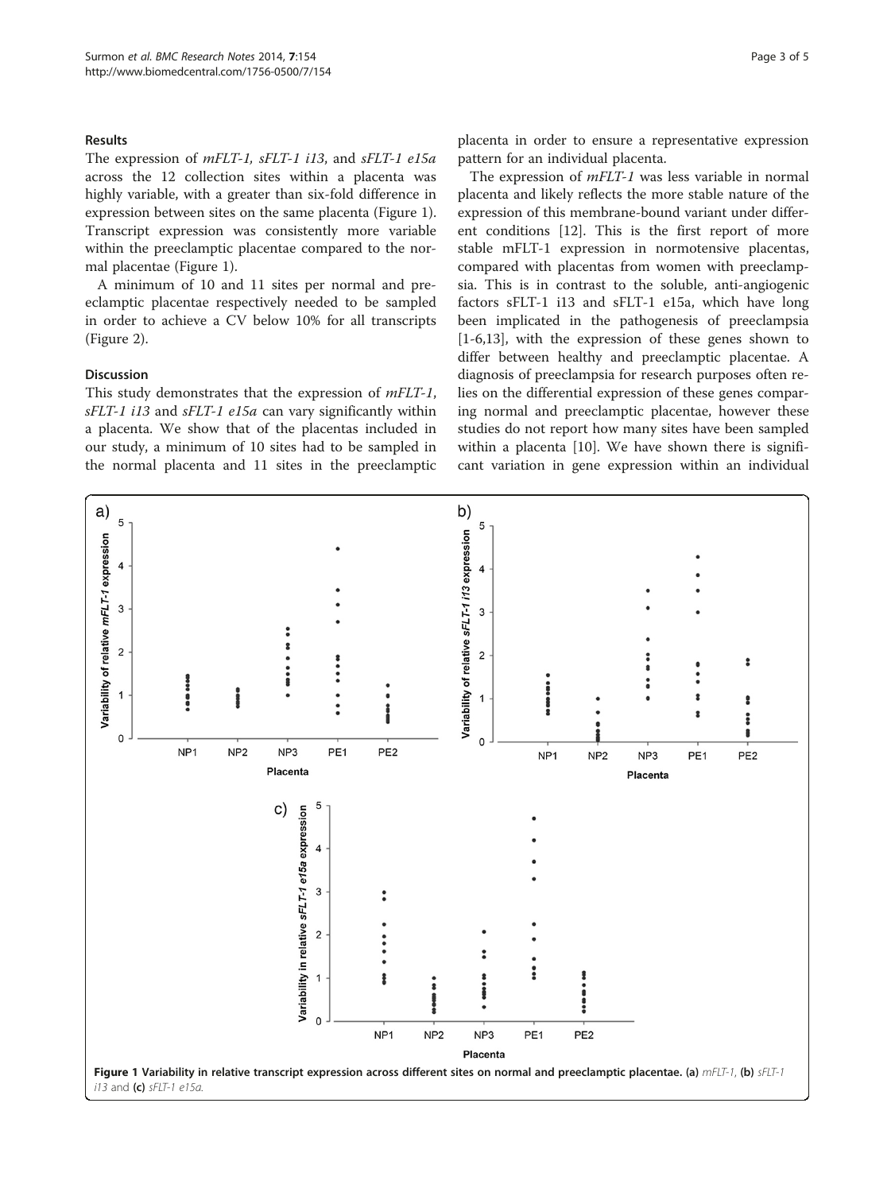## Results

The expression of *mFLT-1, sFLT-1 i13*, and *sFLT-1 e15a* across the 12 collection sites within a placenta was highly variable, with a greater than six-fold difference in expression between sites on the same placenta (Figure 1). Transcript expression was consistently more variable within the preeclamptic placentae compared to the normal placentae (Figure 1).

A minimum of 10 and 11 sites per normal and preeclamptic placentae respectively needed to be sampled in order to achieve a CV below 10% for all transcripts (Figure 2).

## Discussion

This study demonstrates that the expression of *mFLT-1*, *sFLT-1 i13* and *sFLT-1 e15a* can vary significantly within a placenta. We show that of the placentas included in our study, a minimum of 10 sites had to be sampled in the normal placenta and 11 sites in the preeclamptic placenta in order to ensure a representative expression pattern for an individual placenta.

The expression of *mFLT-1* was less variable in normal placenta and likely reflects the more stable nature of the expression of this membrane-bound variant under different conditions [12]. This is the first report of more stable mFLT-1 expression in normotensive placentas, compared with placentas from women with preeclampsia. This is in contrast to the soluble, anti-angiogenic factors sFLT-1 i13 and sFLT-1 e15a, which have long been implicated in the pathogenesis of preeclampsia [1-6,13], with the expression of these genes shown to differ between healthy and preeclamptic placentae. A diagnosis of preeclampsia for research purposes often relies on the differential expression of these genes comparing normal and preeclamptic placentae, however these studies do not report how many sites have been sampled within a placenta [10]. We have shown there is significant variation in gene expression within an individual

**Figure 1 Variability in relative transcript expression across different sites on normal and preeclamptic placentae.** **(a)** *mFLT-1*, **(b)** *sFLT-1 i13* and **(c)** *sFLT-1 e15a*.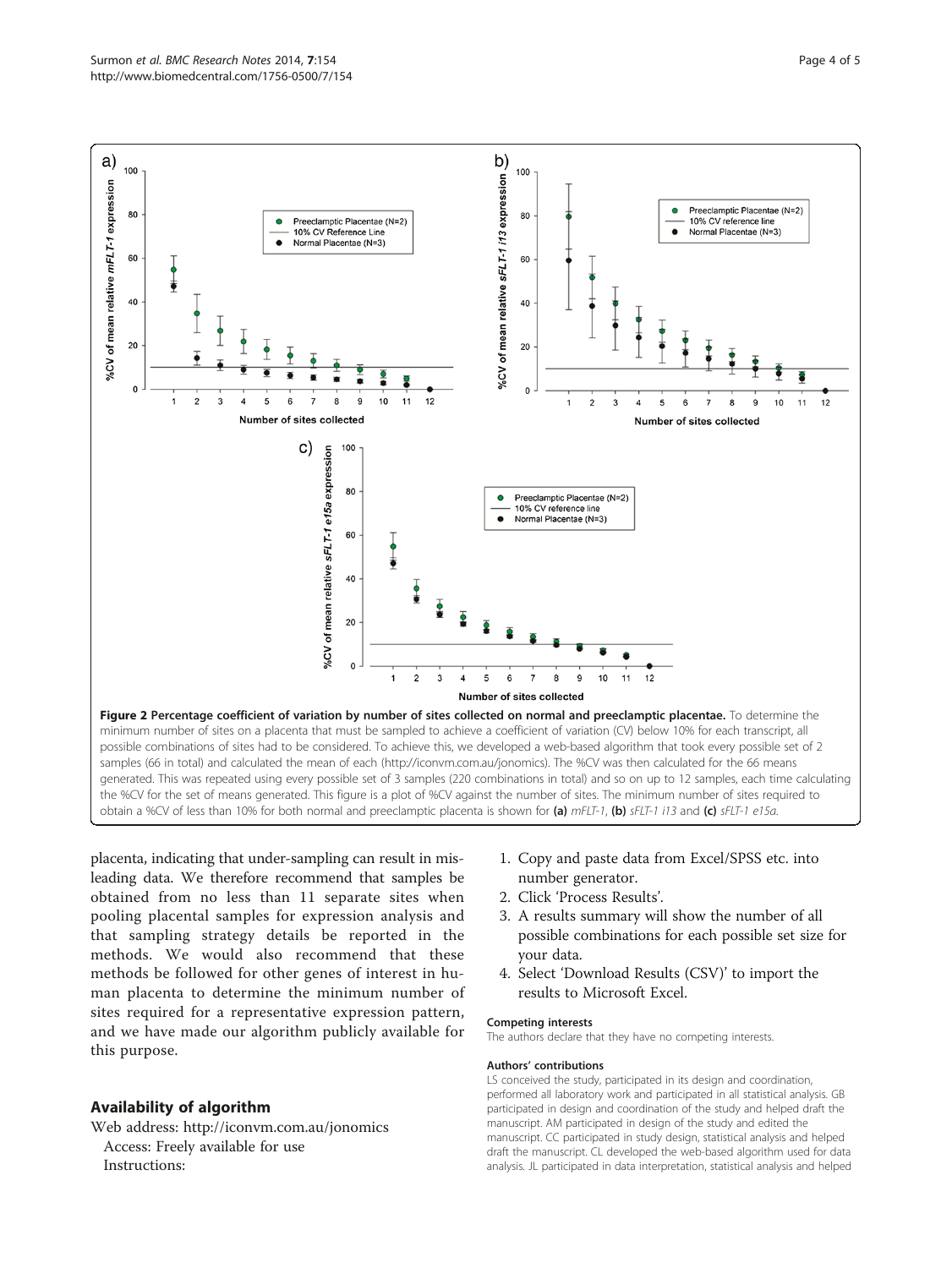**Figure 2 Percentage coefficient of variation by number of sites collected on normal and preeclamptic placentae.** To determine the minimum number of sites on a placenta that must be sampled to achieve a coefficient of variation (CV) below 10% for each transcript, all possible combinations of sites had to be considered. To achieve this, we developed a web-based algorithm that took every possible set of 2 samples (66 in total) and calculated the mean of each (http://iconvm.com.au/jonomics). The %CV was then calculated for the 66 means generated. This was repeated using every possible set of 3 samples (220 combinations in total) and so on up to 12 samples, each time calculating the %CV for the set of means generated. This figure is a plot of %CV against the number of sites. The minimum number of sites required to obtain a %CV of less than 10% for both normal and preeclamptic placenta is shown for **(a)** *mFLT-1*, **(b)** *sFLT-1 i13* and **(c)** *sFLT-1 e15a*.

placenta, indicating that under-sampling can result in misleading data. We therefore recommend that samples be obtained from no less than 11 separate sites when pooling placental samples for expression analysis and that sampling strategy details be reported in the methods. We would also recommend that these methods be followed for other genes of interest in human placenta to determine the minimum number of sites required for a representative expression pattern, and we have made our algorithm publicly available for this purpose.

## Availability of algorithm

Web address: http://iconvm.com.au/jonomics

Access: Freely available for use

Instructions:

1. Copy and paste data from Excel/SPSS etc. into number generator.
2. Click 'Process Results'.
3. A results summary will show the number of all possible combinations for each possible set size for your data.
4. Select 'Download Results (CSV)' to import the results to Microsoft Excel.

### Competing interests

The authors declare that they have no competing interests.

### Authors' contributions

LS conceived the study, participated in its design and coordination, performed all laboratory work and participated in all statistical analysis. GB participated in design and coordination of the study and helped draft the manuscript. AM participated in design of the study and edited the manuscript. CC participated in study design, statistical analysis and helped draft the manuscript. CL developed the web-based algorithm used for data analysis. JL participated in data interpretation, statistical analysis and helped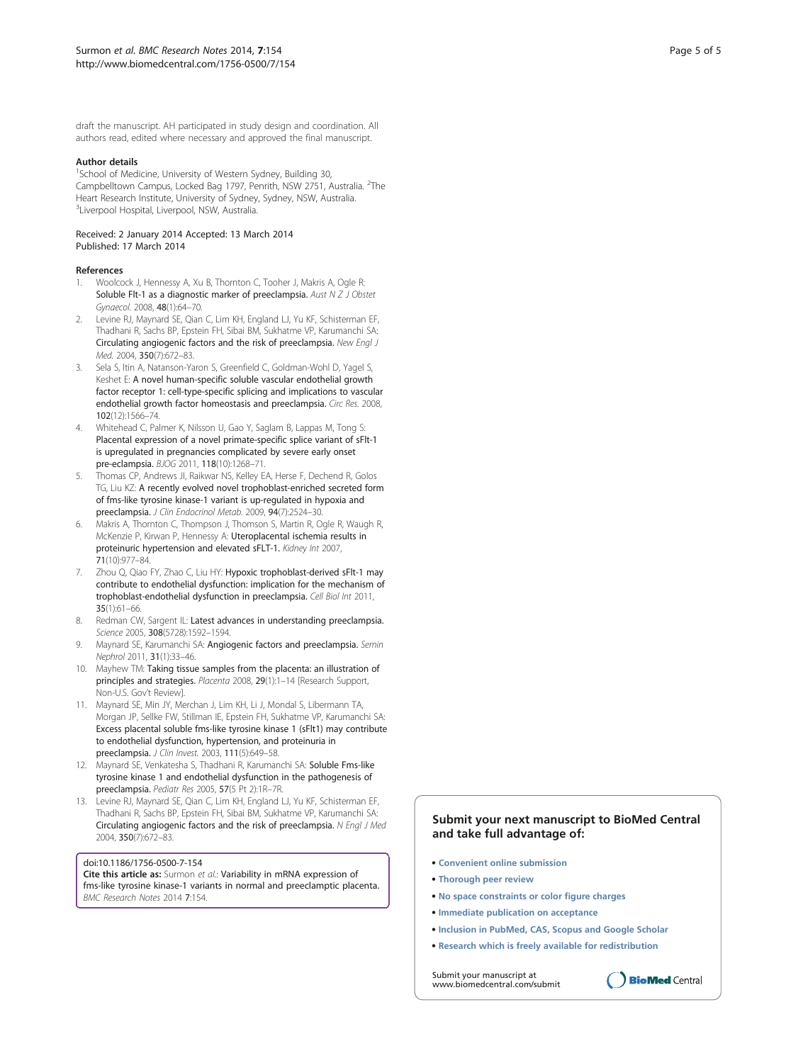draft the manuscript. AH participated in study design and coordination. All authors read, edited where necessary and approved the final manuscript.

### Author details

[1]School of Medicine, University of Western Sydney, Building 30, Campbelltown Campus, Locked Bag 1797, Penrith, NSW 2751, Australia. [2]The Heart Research Institute, University of Sydney, Sydney, NSW, Australia. [3]Liverpool Hospital, Liverpool, NSW, Australia.

Received: 2 January 2014 Accepted: 13 March 2014
Published: 17 March 2014

### References

1. Woolcock J, Hennessy A, Xu B, Thornton C, Tooher J, Makris A, Ogle R: **Soluble Flt-1 as a diagnostic marker of preeclampsia.** *Aust N Z J Obstet Gynaecol.* 2008, **48**(1):64–70.
2. Levine RJ, Maynard SE, Qian C, Lim KH, England LJ, Yu KF, Schisterman EF, Thadhani R, Sachs BP, Epstein FH, Sibai BM, Sukhatme VP, Karumanchi SA: **Circulating angiogenic factors and the risk of preeclampsia.** *New Engl J Med.* 2004, **350**(7):672–83.
3. Sela S, Itin A, Natanson-Yaron S, Greenfield C, Goldman-Wohl D, Yagel S, Keshet E: **A novel human-specific soluble vascular endothelial growth factor receptor 1: cell-type-specific splicing and implications to vascular endothelial growth factor homeostasis and preeclampsia.** *Circ Res.* 2008, **102**(12):1566–74.
4. Whitehead C, Palmer K, Nilsson U, Gao Y, Saglam B, Lappas M, Tong S: **Placental expression of a novel primate-specific splice variant of sFlt-1 is upregulated in pregnancies complicated by severe early onset pre-eclampsia.** *BJOG* 2011, **118**(10):1268–71.
5. Thomas CP, Andrews JI, Raikwar NS, Kelley EA, Herse F, Dechend R, Golos TG, Liu KZ: **A recently evolved novel trophoblast-enriched secreted form of fms-like tyrosine kinase-1 variant is up-regulated in hypoxia and preeclampsia.** *J Clin Endocrinol Metab.* 2009, **94**(7):2524–30.
6. Makris A, Thornton C, Thompson J, Thomson S, Martin R, Ogle R, Waugh R, McKenzie P, Kirwan P, Hennessy A: **Uteroplacental ischemia results in proteinuric hypertension and elevated sFLT-1.** *Kidney Int* 2007, **71**(10):977–84.
7. Zhou Q, Qiao FY, Zhao C, Liu HY: **Hypoxic trophoblast-derived sFlt-1 may contribute to endothelial dysfunction: implication for the mechanism of trophoblast-endothelial dysfunction in preeclampsia.** *Cell Biol Int* 2011, **35**(1):61–66.
8. Redman CW, Sargent IL: **Latest advances in understanding preeclampsia.** *Science* 2005, **308**(5728):1592–1594.
9. Maynard SE, Karumanchi SA: **Angiogenic factors and preeclampsia.** *Semin Nephrol* 2011, **31**(1):33–46.
10. Mayhew TM: **Taking tissue samples from the placenta: an illustration of principles and strategies.** *Placenta* 2008, **29**(1):1–14 [Research Support, Non-U.S. Gov't Review].
11. Maynard SE, Min JY, Merchan J, Lim KH, Li J, Mondal S, Libermann TA, Morgan JP, Sellke FW, Stillman IE, Epstein FH, Sukhatme VP, Karumanchi SA: **Excess placental soluble fms-like tyrosine kinase 1 (sFlt1) may contribute to endothelial dysfunction, hypertension, and proteinuria in preeclampsia.** *J Clin Invest.* 2003, **111**(5):649–58.
12. Maynard SE, Venkatesha S, Thadhani R, Karumanchi SA: **Soluble Fms-like tyrosine kinase 1 and endothelial dysfunction in the pathogenesis of preeclampsia.** *Pediatr Res* 2005, **57**(5 Pt 2):1R–7R.
13. Levine RJ, Maynard SE, Qian C, Lim KH, England LJ, Yu KF, Schisterman EF, Thadhani R, Sachs BP, Epstein FH, Sibai BM, Sukhatme VP, Karumanchi SA: **Circulating angiogenic factors and the risk of preeclampsia.** *N Engl J Med* 2004, **350**(7):672–83.

doi:10.1186/1756-0500-7-154

**Cite this article as:** Surmon *et al.*: Variability in mRNA expression of fms-like tyrosine kinase-1 variants in normal and preeclamptic placenta. *BMC Research Notes* 2014 **7**:154.

**Submit your next manuscript to BioMed Central and take full advantage of:**

- **Convenient online submission**
- **Thorough peer review**
- **No space constraints or color figure charges**
- **Immediate publication on acceptance**
- **Inclusion in PubMed, CAS, Scopus and Google Scholar**
- **Research which is freely available for redistribution**

Submit your manuscript at
www.biomedcentral.com/submit

BioMed Central